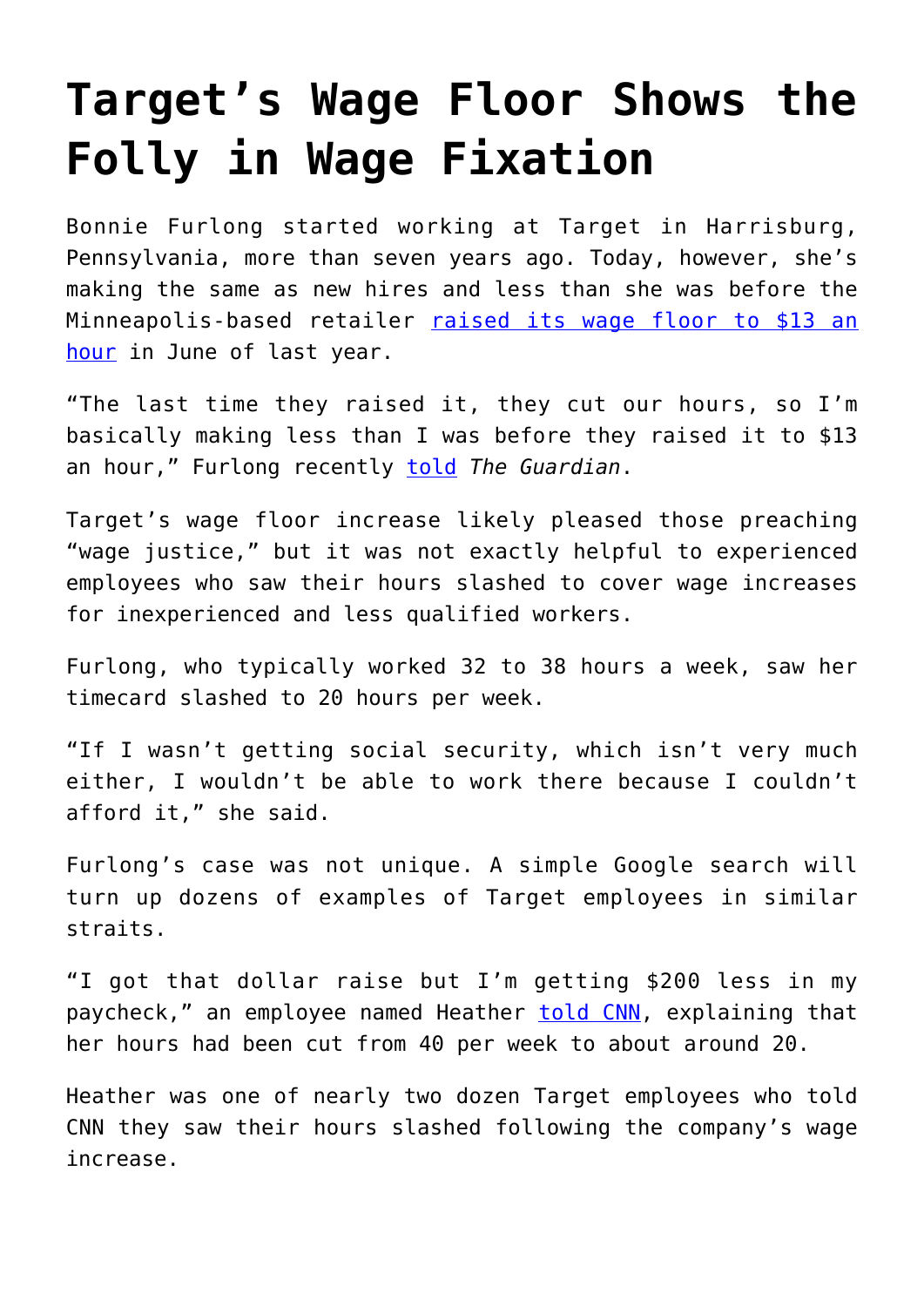# Target's Wage Floor Shows the Folly in Wage Fixation

Bonnie Furlong started working at Target in Harrisburg, Pennsylvania, more than seven years ago. Today, however, she's making the same as new hires and less than she was before the Minneapolis-based retailer raised its wage floor to $13 an hour in June of last year.

"The last time they raised it, they cut our hours, so I'm basically making less than I was before they raised it to $13 an hour," Furlong recently told *The Guardian*.

Target's wage floor increase likely pleased those preaching "wage justice," but it was not exactly helpful to experienced employees who saw their hours slashed to cover wage increases for inexperienced and less qualified workers.

Furlong, who typically worked 32 to 38 hours a week, saw her timecard slashed to 20 hours per week.

"If I wasn't getting social security, which isn't very much either, I wouldn't be able to work there because I couldn't afford it," she said.

Furlong's case was not unique. A simple Google search will turn up dozens of examples of Target employees in similar straits.

"I got that dollar raise but I'm getting $200 less in my paycheck," an employee named Heather told CNN, explaining that her hours had been cut from 40 per week to about around 20.

Heather was one of nearly two dozen Target employees who told CNN they saw their hours slashed following the company's wage increase.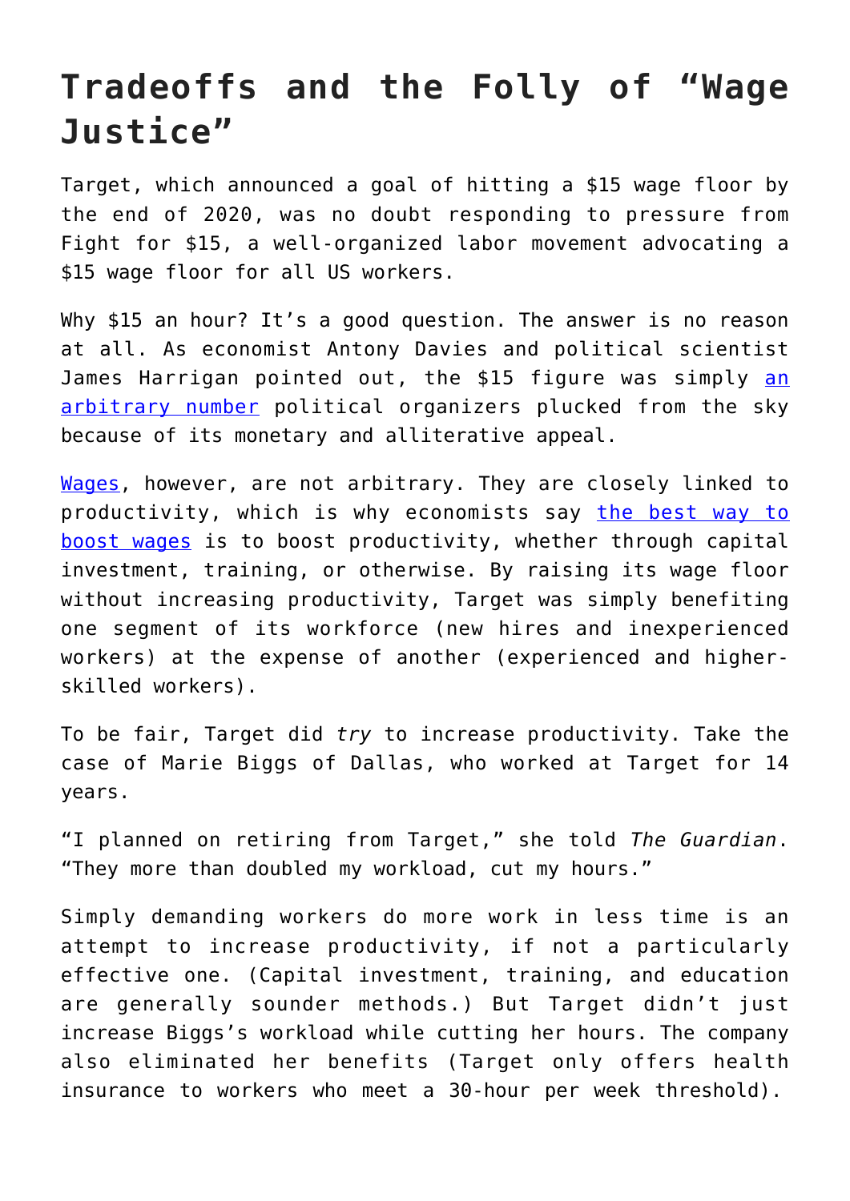# Tradeoffs and the Folly of "Wage Justice"

Target, which announced a goal of hitting a $15 wage floor by the end of 2020, was no doubt responding to pressure from Fight for $15, a well-organized labor movement advocating a $15 wage floor for all US workers.

Why $15 an hour? It's a good question. The answer is no reason at all. As economist Antony Davies and political scientist James Harrigan pointed out, the $15 figure was simply an arbitrary number political organizers plucked from the sky because of its monetary and alliterative appeal.

Wages, however, are not arbitrary. They are closely linked to productivity, which is why economists say the best way to boost wages is to boost productivity, whether through capital investment, training, or otherwise. By raising its wage floor without increasing productivity, Target was simply benefiting one segment of its workforce (new hires and inexperienced workers) at the expense of another (experienced and higher-skilled workers).

To be fair, Target did *try* to increase productivity. Take the case of Marie Biggs of Dallas, who worked at Target for 14 years.

"I planned on retiring from Target," she told *The Guardian*. "They more than doubled my workload, cut my hours."

Simply demanding workers do more work in less time is an attempt to increase productivity, if not a particularly effective one. (Capital investment, training, and education are generally sounder methods.) But Target didn't just increase Biggs's workload while cutting her hours. The company also eliminated her benefits (Target only offers health insurance to workers who meet a 30-hour per week threshold).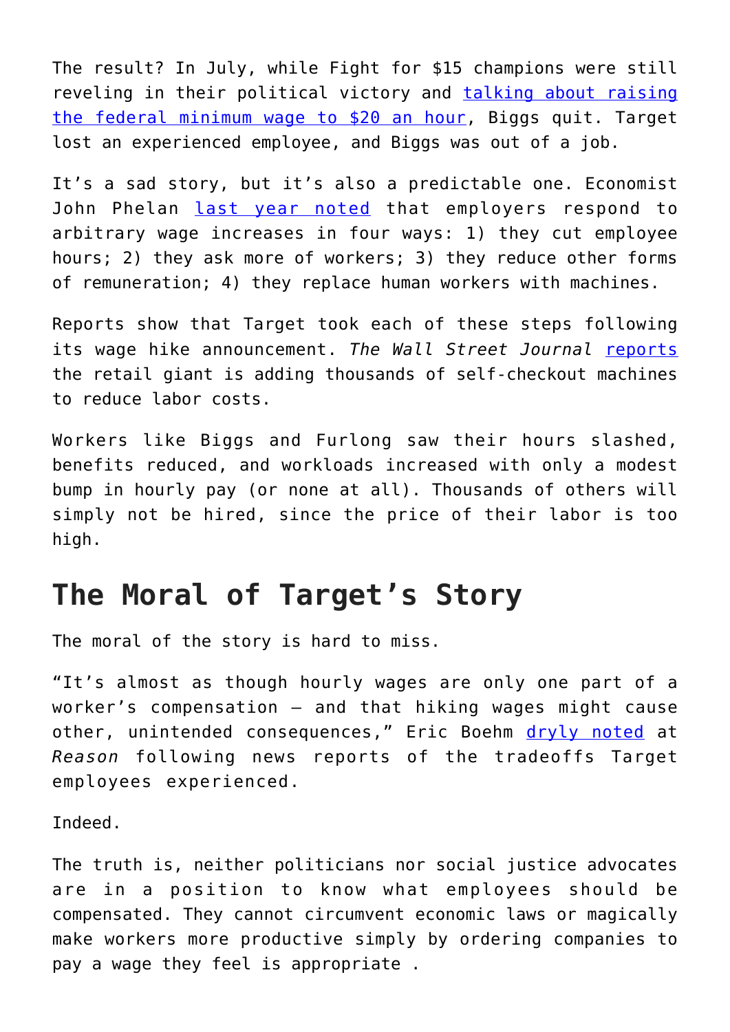The result? In July, while Fight for $15 champions were still reveling in their political victory and talking about raising the federal minimum wage to $20 an hour, Biggs quit. Target lost an experienced employee, and Biggs was out of a job.

It's a sad story, but it's also a predictable one. Economist John Phelan last year noted that employers respond to arbitrary wage increases in four ways: 1) they cut employee hours; 2) they ask more of workers; 3) they reduce other forms of remuneration; 4) they replace human workers with machines.

Reports show that Target took each of these steps following its wage hike announcement. *The Wall Street Journal* reports the retail giant is adding thousands of self-checkout machines to reduce labor costs.

Workers like Biggs and Furlong saw their hours slashed, benefits reduced, and workloads increased with only a modest bump in hourly pay (or none at all). Thousands of others will simply not be hired, since the price of their labor is too high.

## The Moral of Target's Story

The moral of the story is hard to miss.

"It's almost as though hourly wages are only one part of a worker's compensation – and that hiking wages might cause other, unintended consequences," Eric Boehm dryly noted at *Reason* following news reports of the tradeoffs Target employees experienced.

Indeed.

The truth is, neither politicians nor social justice advocates are in a position to know what employees should be compensated. They cannot circumvent economic laws or magically make workers more productive simply by ordering companies to pay a wage they feel is appropriate .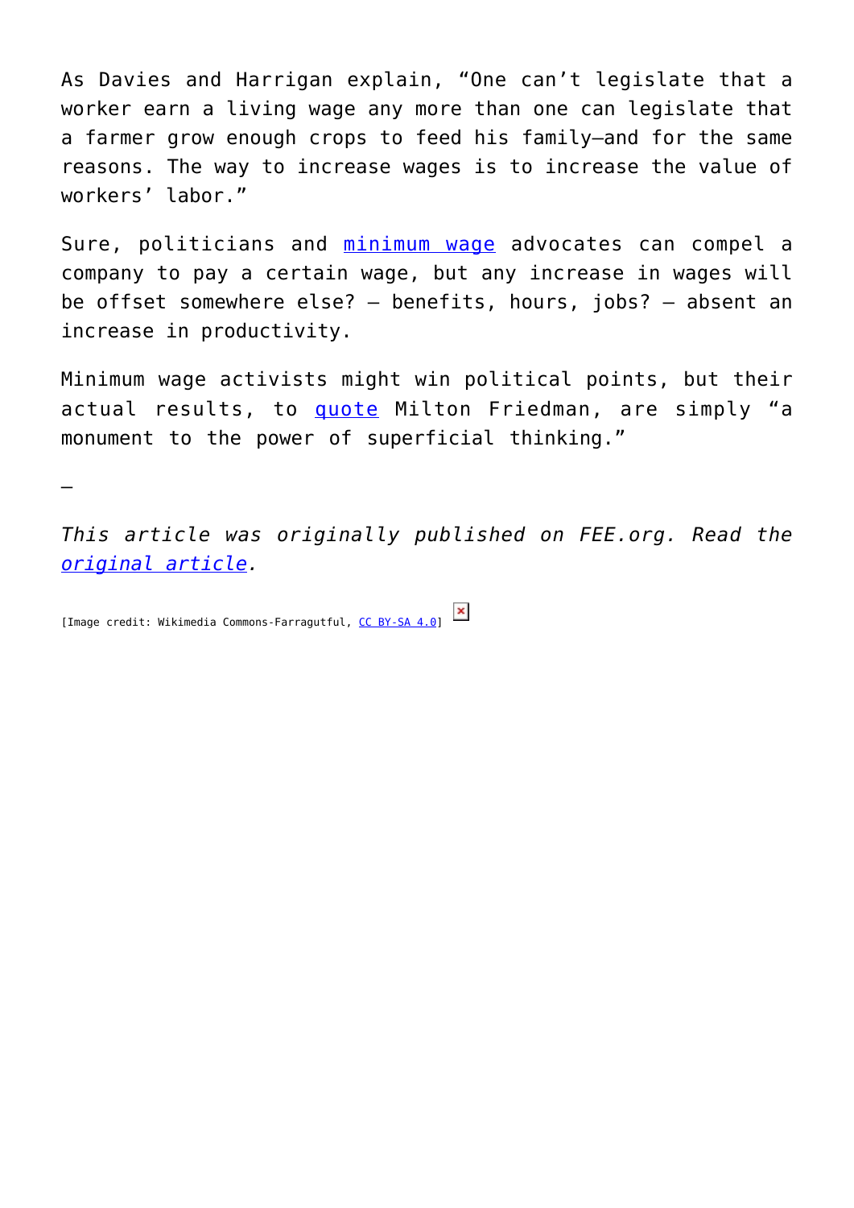As Davies and Harrigan explain, "One can't legislate that a worker earn a living wage any more than one can legislate that a farmer grow enough crops to feed his family—and for the same reasons. The way to increase wages is to increase the value of workers' labor."

Sure, politicians and minimum wage advocates can compel a company to pay a certain wage, but any increase in wages will be offset somewhere else? – benefits, hours, jobs? – absent an increase in productivity.

Minimum wage activists might win political points, but their actual results, to quote Milton Friedman, are simply "a monument to the power of superficial thinking."

–

*This article was originally published on FEE.org. Read the original article.*

[Image credit: Wikimedia Commons-Farragutful, CC BY-SA 4.0]